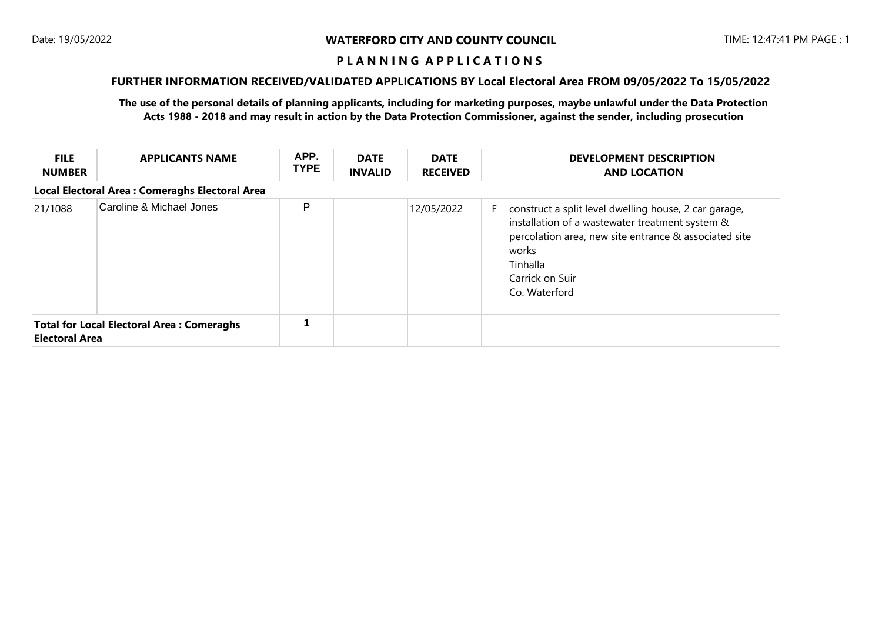Date: 19/05/2022

**WATERFORD CITY AND COUNTY COUNCIL**

TIME: 12:47:41 PM PAGE : 1

## P L A N N I N G   A P P L I C A T I O N S

### FURTHER INFORMATION RECEIVED/VALIDATED APPLICATIONS BY Local Electoral Area FROM 09/05/2022 To 15/05/2022

**The use of the personal details of planning applicants, including for marketing purposes, maybe unlawful under the Data Protection Acts 1988 - 2018 and may result in action by the Data Protection Commissioner, against the sender, including prosecution**

| FILE NUMBER | APPLICANTS NAME | APP. TYPE | DATE INVALID | DATE RECEIVED | | DEVELOPMENT DESCRIPTION AND LOCATION |
|---|---|---|---|---|---|---|
| **Local Electoral Area : Comeraghs Electoral Area** | | | | | | |
| 21/1088 | Caroline & Michael Jones | P | | 12/05/2022 | F | construct a split level dwelling house, 2 car garage, installation of a wastewater treatment system & percolation area, new site entrance & associated site works<br>Tinhalla<br>Carrick on Suir<br>Co. Waterford |
| **Total for Local Electoral Area : Comeraghs Electoral Area** | | 1 | | | | |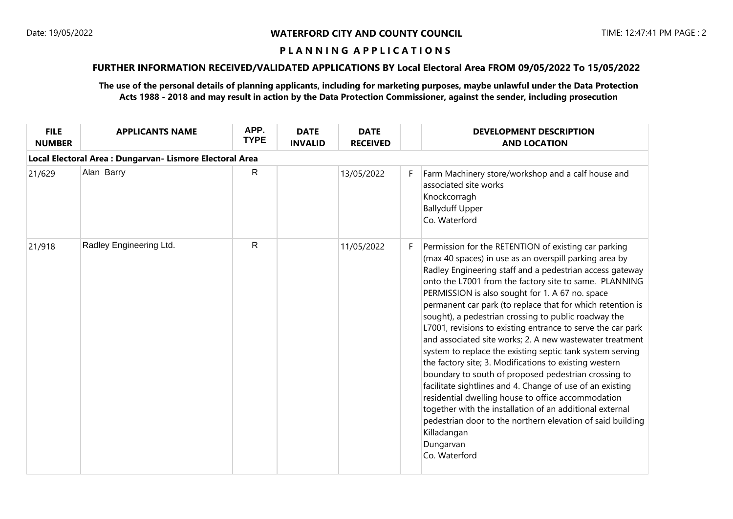**WATERFORD CITY AND COUNTY COUNCIL**

**P L A N N I N G A P P L I C A T I O N S**

**FURTHER INFORMATION RECEIVED/VALIDATED APPLICATIONS BY Local Electoral Area FROM 09/05/2022 To 15/05/2022**

**The use of the personal details of planning applicants, including for marketing purposes, maybe unlawful under the Data Protection Acts 1988 - 2018 and may result in action by the Data Protection Commissioner, against the sender, including prosecution**

| FILE NUMBER | APPLICANTS NAME | APP. TYPE | DATE INVALID | DATE RECEIVED | | DEVELOPMENT DESCRIPTION AND LOCATION |
|---|---|---|---|---|---|---|
| **Local Electoral Area : Dungarvan- Lismore Electoral Area** | | | | | | |
| 21/629 | Alan Barry | R | | 13/05/2022 | F | Farm Machinery store/workshop and a calf house and associated site works<br>Knockcorragh<br>Ballyduff Upper<br>Co. Waterford |
| 21/918 | Radley Engineering Ltd. | R | | 11/05/2022 | F | Permission for the RETENTION of existing car parking (max 40 spaces) in use as an overspill parking area by Radley Engineering staff and a pedestrian access gateway onto the L7001 from the factory site to same. PLANNING PERMISSION is also sought for 1. A 67 no. space permanent car park (to replace that for which retention is sought), a pedestrian crossing to public roadway the L7001, revisions to existing entrance to serve the car park and associated site works; 2. A new wastewater treatment system to replace the existing septic tank system serving the factory site; 3. Modifications to existing western boundary to south of proposed pedestrian crossing to facilitate sightlines and 4. Change of use of an existing residential dwelling house to office accommodation together with the installation of an additional external pedestrian door to the northern elevation of said building<br>Killadangan<br>Dungarvan<br>Co. Waterford |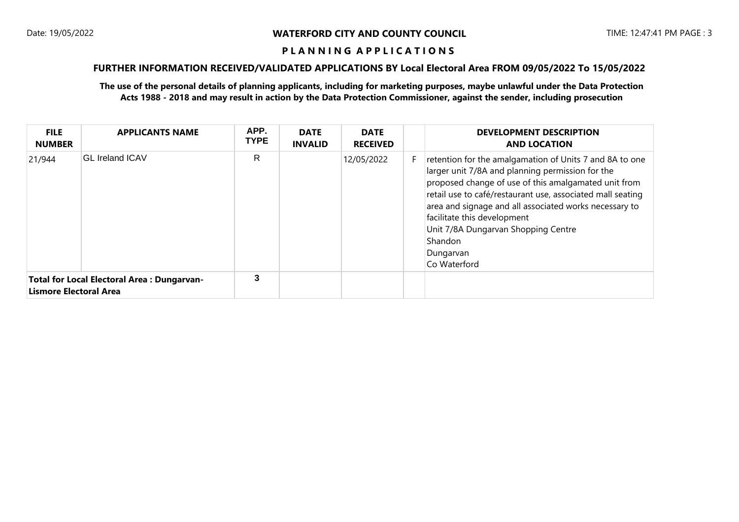## WATERFORD CITY AND COUNTY COUNCIL

### P L A N N I N G A P P L I C A T I O N S

### FURTHER INFORMATION RECEIVED/VALIDATED APPLICATIONS BY Local Electoral Area FROM 09/05/2022 To 15/05/2022

**The use of the personal details of planning applicants, including for marketing purposes, maybe unlawful under the Data Protection Acts 1988 - 2018 and may result in action by the Data Protection Commissioner, against the sender, including prosecution**

| FILE NUMBER | APPLICANTS NAME | APP. TYPE | DATE INVALID | DATE RECEIVED | | DEVELOPMENT DESCRIPTION AND LOCATION |
|---|---|---|---|---|---|---|
| 21/944 | GL Ireland ICAV | R | | 12/05/2022 | F | retention for the amalgamation of Units 7 and 8A to one larger unit 7/8A and planning permission for the proposed change of use of this amalgamated unit from retail use to café/restaurant use, associated mall seating area and signage and all associated works necessary to facilitate this development<br>Unit 7/8A Dungarvan Shopping Centre<br>Shandon<br>Dungarvan<br>Co Waterford |
| **Total for Local Electoral Area : Dungarvan-Lismore Electoral Area** | | 3 | | | | |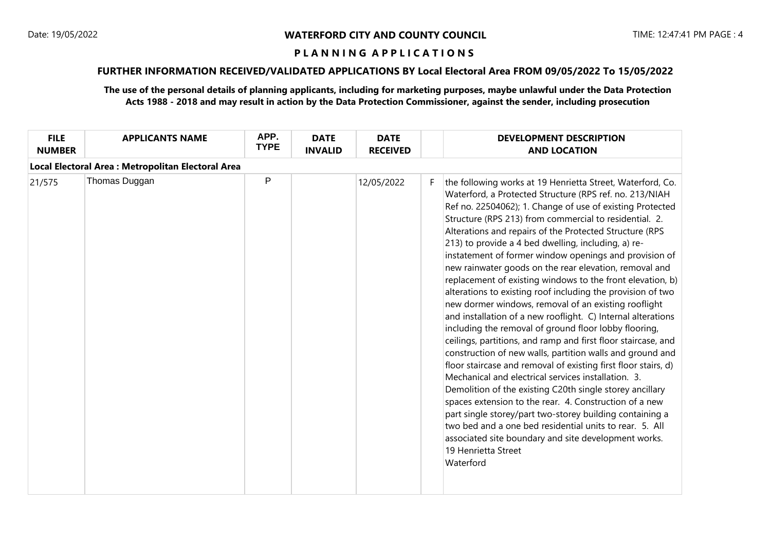**WATERFORD CITY AND COUNTY COUNCIL**

**P L A N N I N G A P P L I C A T I O N S**

**FURTHER INFORMATION RECEIVED/VALIDATED APPLICATIONS BY Local Electoral Area FROM 09/05/2022 To 15/05/2022**

**The use of the personal details of planning applicants, including for marketing purposes, maybe unlawful under the Data Protection Acts 1988 - 2018 and may result in action by the Data Protection Commissioner, against the sender, including prosecution**

| FILE NUMBER | APPLICANTS NAME | APP. TYPE | DATE INVALID | DATE RECEIVED | | DEVELOPMENT DESCRIPTION AND LOCATION |
|---|---|---|---|---|---|---|
| **Local Electoral Area : Metropolitan Electoral Area** | | | | | | |
| 21/575 | Thomas Duggan | P | | 12/05/2022 | F | the following works at 19 Henrietta Street, Waterford, Co. Waterford, a Protected Structure (RPS ref. no. 213/NIAH Ref no. 22504062); 1. Change of use of existing Protected Structure (RPS 213) from commercial to residential. 2. Alterations and repairs of the Protected Structure (RPS 213) to provide a 4 bed dwelling, including, a) re-instatement of former window openings and provision of new rainwater goods on the rear elevation, removal and replacement of existing windows to the front elevation, b) alterations to existing roof including the provision of two new dormer windows, removal of an existing rooflight and installation of a new rooflight. C) Internal alterations including the removal of ground floor lobby flooring, ceilings, partitions, and ramp and first floor staircase, and construction of new walls, partition walls and ground and floor staircase and removal of existing first floor stairs, d) Mechanical and electrical services installation. 3. Demolition of the existing C20th single storey ancillary spaces extension to the rear. 4. Construction of a new part single storey/part two-storey building containing a two bed and a one bed residential units to rear. 5. All associated site boundary and site development works.<br>19 Henrietta Street<br>Waterford |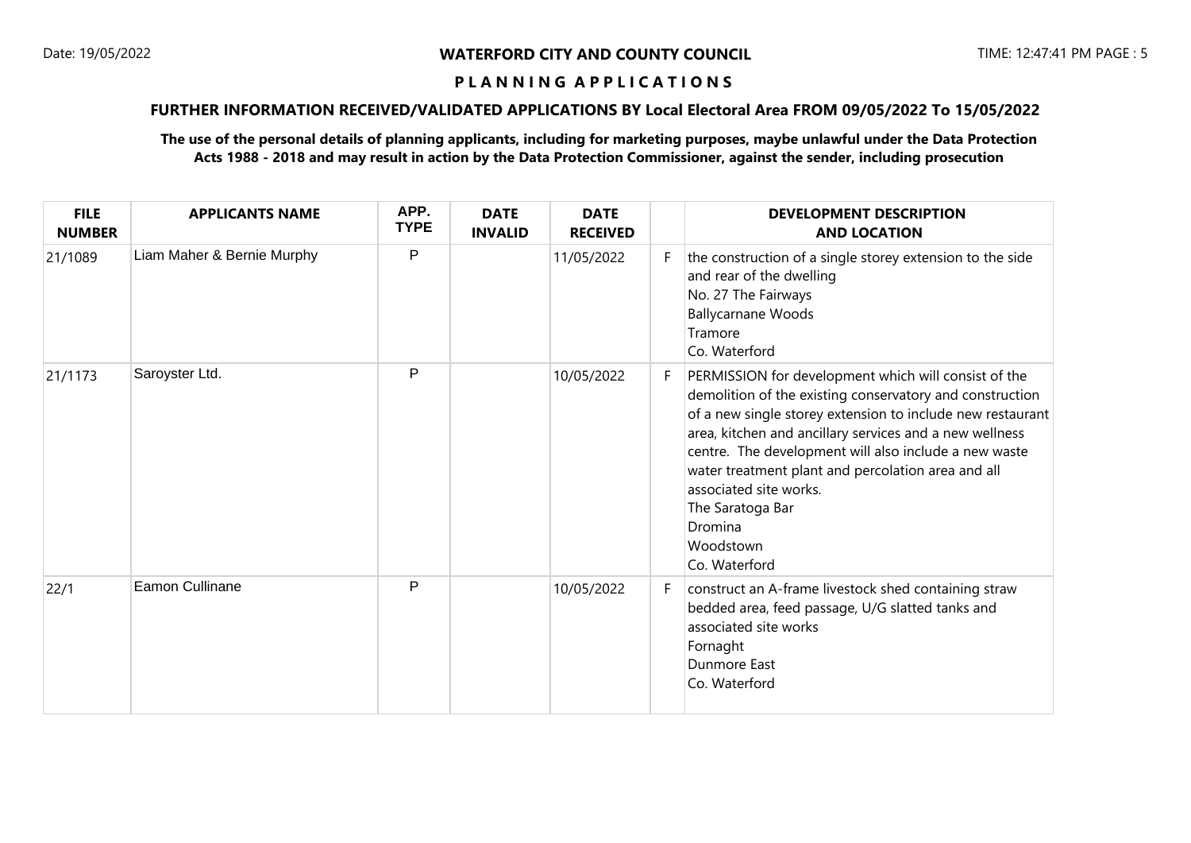**WATERFORD CITY AND COUNTY COUNCIL**

**P L A N N I N G A P P L I C A T I O N S**

**FURTHER INFORMATION RECEIVED/VALIDATED APPLICATIONS BY Local Electoral Area FROM 09/05/2022 To 15/05/2022**

**The use of the personal details of planning applicants, including for marketing purposes, maybe unlawful under the Data Protection Acts 1988 - 2018 and may result in action by the Data Protection Commissioner, against the sender, including prosecution**

| FILE NUMBER | APPLICANTS NAME | APP. TYPE | DATE INVALID | DATE RECEIVED | | DEVELOPMENT DESCRIPTION AND LOCATION |
|---|---|---|---|---|---|---|
| 21/1089 | Liam Maher & Bernie Murphy | P | | 11/05/2022 | F | the construction of a single storey extension to the side and rear of the dwelling<br>No. 27 The Fairways<br>Ballycarnane Woods<br>Tramore<br>Co. Waterford |
| 21/1173 | Saroyster Ltd. | P | | 10/05/2022 | F | PERMISSION for development which will consist of the demolition of the existing conservatory and construction of a new single storey extension to include new restaurant area, kitchen and ancillary services and a new wellness centre. The development will also include a new waste water treatment plant and percolation area and all associated site works.<br>The Saratoga Bar<br>Dromina<br>Woodstown<br>Co. Waterford |
| 22/1 | Eamon Cullinane | P | | 10/05/2022 | F | construct an A-frame livestock shed containing straw bedded area, feed passage, U/G slatted tanks and associated site works<br>Fornaght<br>Dunmore East<br>Co. Waterford |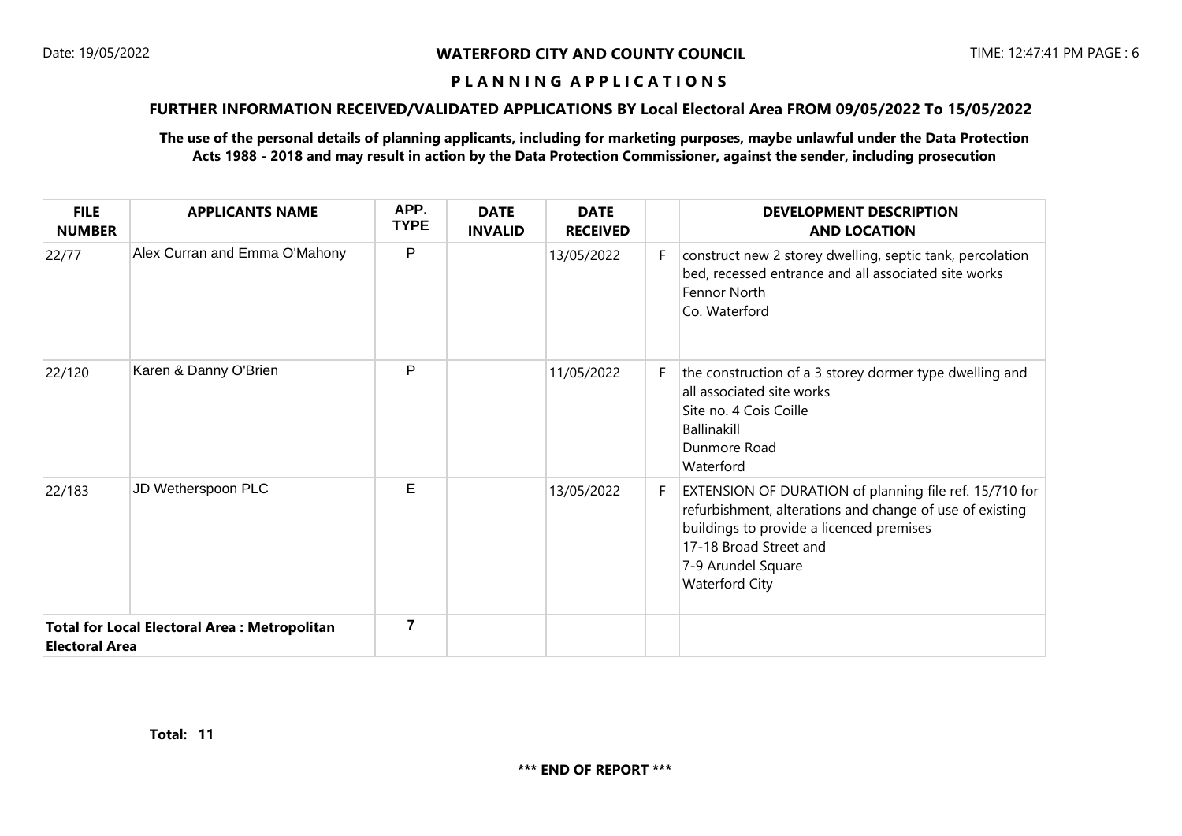WATERFORD CITY AND COUNTY COUNCIL

**P L A N N I N G   A P P L I C A T I O N S**

**FURTHER INFORMATION RECEIVED/VALIDATED APPLICATIONS BY Local Electoral Area FROM 09/05/2022 To 15/05/2022**

**The use of the personal details of planning applicants, including for marketing purposes, maybe unlawful under the Data Protection Acts 1988 - 2018 and may result in action by the Data Protection Commissioner, against the sender, including prosecution**

| FILE NUMBER | APPLICANTS NAME | APP. TYPE | DATE INVALID | DATE RECEIVED | | DEVELOPMENT DESCRIPTION AND LOCATION |
|---|---|---|---|---|---|---|
| 22/77 | Alex Curran and Emma O'Mahony | P | | 13/05/2022 | F | construct new 2 storey dwelling, septic tank, percolation bed, recessed entrance and all associated site works<br>Fennor North<br>Co. Waterford |
| 22/120 | Karen & Danny O'Brien | P | | 11/05/2022 | F | the construction of a 3 storey dormer type dwelling and all associated site works<br>Site no. 4 Cois Coille<br>Ballinakill<br>Dunmore Road<br>Waterford |
| 22/183 | JD Wetherspoon PLC | E | | 13/05/2022 | F | EXTENSION OF DURATION of planning file ref. 15/710 for refurbishment, alterations and change of use of existing buildings to provide a licenced premises<br>17-18 Broad Street and<br>7-9 Arundel Square<br>Waterford City |
| **Total for Local Electoral Area : Metropolitan Electoral Area** | | 7 | | | | |

**Total: 11**

**\*\*\* END OF REPORT \*\*\***